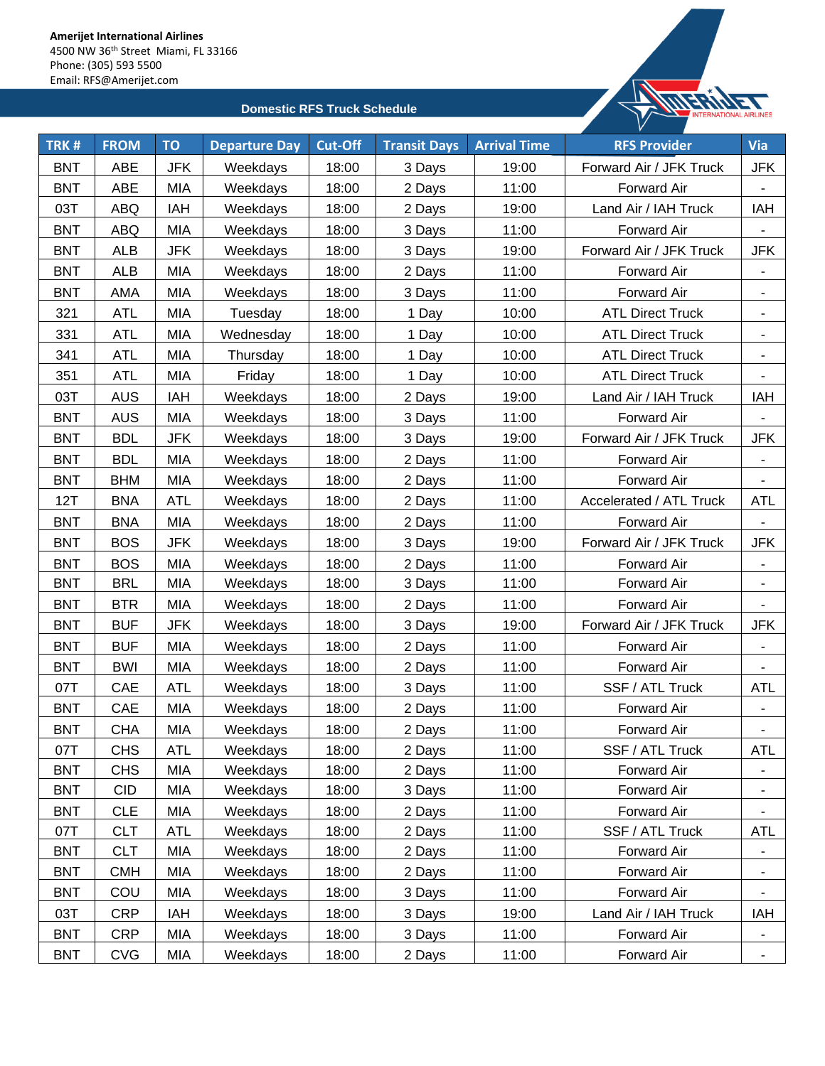**Amerijet International Airlines**
4500 NW 36th Street Miami, FL 33166
Phone: (305) 593 5500
Email: RFS@Amerijet.com

## Domestic RFS Truck Schedule

| TRK # | FROM | TO | Departure Day | Cut-Off | Transit Days | Arrival Time | RFS Provider | Via |
|---|---|---|---|---|---|---|---|---|
| BNT | ABE | JFK | Weekdays | 18:00 | 3 Days | 19:00 | Forward Air / JFK Truck | JFK |
| BNT | ABE | MIA | Weekdays | 18:00 | 2 Days | 11:00 | Forward Air | - |
| 03T | ABQ | IAH | Weekdays | 18:00 | 2 Days | 19:00 | Land Air / IAH Truck | IAH |
| BNT | ABQ | MIA | Weekdays | 18:00 | 3 Days | 11:00 | Forward Air | - |
| BNT | ALB | JFK | Weekdays | 18:00 | 3 Days | 19:00 | Forward Air / JFK Truck | JFK |
| BNT | ALB | MIA | Weekdays | 18:00 | 2 Days | 11:00 | Forward Air | - |
| BNT | AMA | MIA | Weekdays | 18:00 | 3 Days | 11:00 | Forward Air | - |
| 321 | ATL | MIA | Tuesday | 18:00 | 1 Day | 10:00 | ATL Direct Truck | - |
| 331 | ATL | MIA | Wednesday | 18:00 | 1 Day | 10:00 | ATL Direct Truck | - |
| 341 | ATL | MIA | Thursday | 18:00 | 1 Day | 10:00 | ATL Direct Truck | - |
| 351 | ATL | MIA | Friday | 18:00 | 1 Day | 10:00 | ATL Direct Truck | - |
| 03T | AUS | IAH | Weekdays | 18:00 | 2 Days | 19:00 | Land Air / IAH Truck | IAH |
| BNT | AUS | MIA | Weekdays | 18:00 | 3 Days | 11:00 | Forward Air | - |
| BNT | BDL | JFK | Weekdays | 18:00 | 3 Days | 19:00 | Forward Air / JFK Truck | JFK |
| BNT | BDL | MIA | Weekdays | 18:00 | 2 Days | 11:00 | Forward Air | - |
| BNT | BHM | MIA | Weekdays | 18:00 | 2 Days | 11:00 | Forward Air | - |
| 12T | BNA | ATL | Weekdays | 18:00 | 2 Days | 11:00 | Accelerated / ATL Truck | ATL |
| BNT | BNA | MIA | Weekdays | 18:00 | 2 Days | 11:00 | Forward Air | - |
| BNT | BOS | JFK | Weekdays | 18:00 | 3 Days | 19:00 | Forward Air / JFK Truck | JFK |
| BNT | BOS | MIA | Weekdays | 18:00 | 2 Days | 11:00 | Forward Air | - |
| BNT | BRL | MIA | Weekdays | 18:00 | 3 Days | 11:00 | Forward Air | - |
| BNT | BTR | MIA | Weekdays | 18:00 | 2 Days | 11:00 | Forward Air | - |
| BNT | BUF | JFK | Weekdays | 18:00 | 3 Days | 19:00 | Forward Air / JFK Truck | JFK |
| BNT | BUF | MIA | Weekdays | 18:00 | 2 Days | 11:00 | Forward Air | - |
| BNT | BWI | MIA | Weekdays | 18:00 | 2 Days | 11:00 | Forward Air | - |
| 07T | CAE | ATL | Weekdays | 18:00 | 3 Days | 11:00 | SSF / ATL Truck | ATL |
| BNT | CAE | MIA | Weekdays | 18:00 | 2 Days | 11:00 | Forward Air | - |
| BNT | CHA | MIA | Weekdays | 18:00 | 2 Days | 11:00 | Forward Air | - |
| 07T | CHS | ATL | Weekdays | 18:00 | 2 Days | 11:00 | SSF / ATL Truck | ATL |
| BNT | CHS | MIA | Weekdays | 18:00 | 2 Days | 11:00 | Forward Air | - |
| BNT | CID | MIA | Weekdays | 18:00 | 3 Days | 11:00 | Forward Air | - |
| BNT | CLE | MIA | Weekdays | 18:00 | 2 Days | 11:00 | Forward Air | - |
| 07T | CLT | ATL | Weekdays | 18:00 | 2 Days | 11:00 | SSF / ATL Truck | ATL |
| BNT | CLT | MIA | Weekdays | 18:00 | 2 Days | 11:00 | Forward Air | - |
| BNT | CMH | MIA | Weekdays | 18:00 | 2 Days | 11:00 | Forward Air | - |
| BNT | COU | MIA | Weekdays | 18:00 | 3 Days | 11:00 | Forward Air | - |
| 03T | CRP | IAH | Weekdays | 18:00 | 3 Days | 19:00 | Land Air / IAH Truck | IAH |
| BNT | CRP | MIA | Weekdays | 18:00 | 3 Days | 11:00 | Forward Air | - |
| BNT | CVG | MIA | Weekdays | 18:00 | 2 Days | 11:00 | Forward Air | - |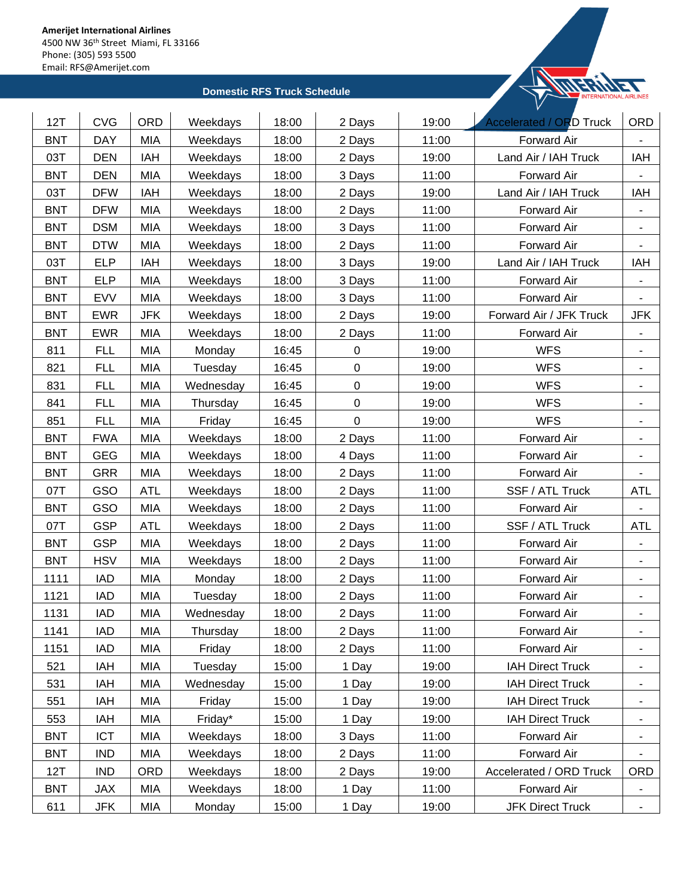**Amerijet International Airlines**
4500 NW 36th Street Miami, FL 33166
Phone: (305) 593 5500
Email: RFS@Amerijet.com

## Domestic RFS Truck Schedule

| | | | | | | | | |
|---|---|---|---|---|---|---|---|---|
| 12T | CVG | ORD | Weekdays | 18:00 | 2 Days | 19:00 | Accelerated / ORD Truck | ORD |
| BNT | DAY | MIA | Weekdays | 18:00 | 2 Days | 11:00 | Forward Air | - |
| 03T | DEN | IAH | Weekdays | 18:00 | 2 Days | 19:00 | Land Air / IAH Truck | IAH |
| BNT | DEN | MIA | Weekdays | 18:00 | 3 Days | 11:00 | Forward Air | - |
| 03T | DFW | IAH | Weekdays | 18:00 | 2 Days | 19:00 | Land Air / IAH Truck | IAH |
| BNT | DFW | MIA | Weekdays | 18:00 | 2 Days | 11:00 | Forward Air | - |
| BNT | DSM | MIA | Weekdays | 18:00 | 3 Days | 11:00 | Forward Air | - |
| BNT | DTW | MIA | Weekdays | 18:00 | 2 Days | 11:00 | Forward Air | - |
| 03T | ELP | IAH | Weekdays | 18:00 | 3 Days | 19:00 | Land Air / IAH Truck | IAH |
| BNT | ELP | MIA | Weekdays | 18:00 | 3 Days | 11:00 | Forward Air | - |
| BNT | EVV | MIA | Weekdays | 18:00 | 3 Days | 11:00 | Forward Air | - |
| BNT | EWR | JFK | Weekdays | 18:00 | 2 Days | 19:00 | Forward Air / JFK Truck | JFK |
| BNT | EWR | MIA | Weekdays | 18:00 | 2 Days | 11:00 | Forward Air | - |
| 811 | FLL | MIA | Monday | 16:45 | 0 | 19:00 | WFS | - |
| 821 | FLL | MIA | Tuesday | 16:45 | 0 | 19:00 | WFS | - |
| 831 | FLL | MIA | Wednesday | 16:45 | 0 | 19:00 | WFS | - |
| 841 | FLL | MIA | Thursday | 16:45 | 0 | 19:00 | WFS | - |
| 851 | FLL | MIA | Friday | 16:45 | 0 | 19:00 | WFS | - |
| BNT | FWA | MIA | Weekdays | 18:00 | 2 Days | 11:00 | Forward Air | - |
| BNT | GEG | MIA | Weekdays | 18:00 | 4 Days | 11:00 | Forward Air | - |
| BNT | GRR | MIA | Weekdays | 18:00 | 2 Days | 11:00 | Forward Air | - |
| 07T | GSO | ATL | Weekdays | 18:00 | 2 Days | 11:00 | SSF / ATL Truck | ATL |
| BNT | GSO | MIA | Weekdays | 18:00 | 2 Days | 11:00 | Forward Air | - |
| 07T | GSP | ATL | Weekdays | 18:00 | 2 Days | 11:00 | SSF / ATL Truck | ATL |
| BNT | GSP | MIA | Weekdays | 18:00 | 2 Days | 11:00 | Forward Air | - |
| BNT | HSV | MIA | Weekdays | 18:00 | 2 Days | 11:00 | Forward Air | - |
| 1111 | IAD | MIA | Monday | 18:00 | 2 Days | 11:00 | Forward Air | - |
| 1121 | IAD | MIA | Tuesday | 18:00 | 2 Days | 11:00 | Forward Air | - |
| 1131 | IAD | MIA | Wednesday | 18:00 | 2 Days | 11:00 | Forward Air | - |
| 1141 | IAD | MIA | Thursday | 18:00 | 2 Days | 11:00 | Forward Air | - |
| 1151 | IAD | MIA | Friday | 18:00 | 2 Days | 11:00 | Forward Air | - |
| 521 | IAH | MIA | Tuesday | 15:00 | 1 Day | 19:00 | IAH Direct Truck | - |
| 531 | IAH | MIA | Wednesday | 15:00 | 1 Day | 19:00 | IAH Direct Truck | - |
| 551 | IAH | MIA | Friday | 15:00 | 1 Day | 19:00 | IAH Direct Truck | - |
| 553 | IAH | MIA | Friday* | 15:00 | 1 Day | 19:00 | IAH Direct Truck | - |
| BNT | ICT | MIA | Weekdays | 18:00 | 3 Days | 11:00 | Forward Air | - |
| BNT | IND | MIA | Weekdays | 18:00 | 2 Days | 11:00 | Forward Air | - |
| 12T | IND | ORD | Weekdays | 18:00 | 2 Days | 19:00 | Accelerated / ORD Truck | ORD |
| BNT | JAX | MIA | Weekdays | 18:00 | 1 Day | 11:00 | Forward Air | - |
| 611 | JFK | MIA | Monday | 15:00 | 1 Day | 19:00 | JFK Direct Truck | - |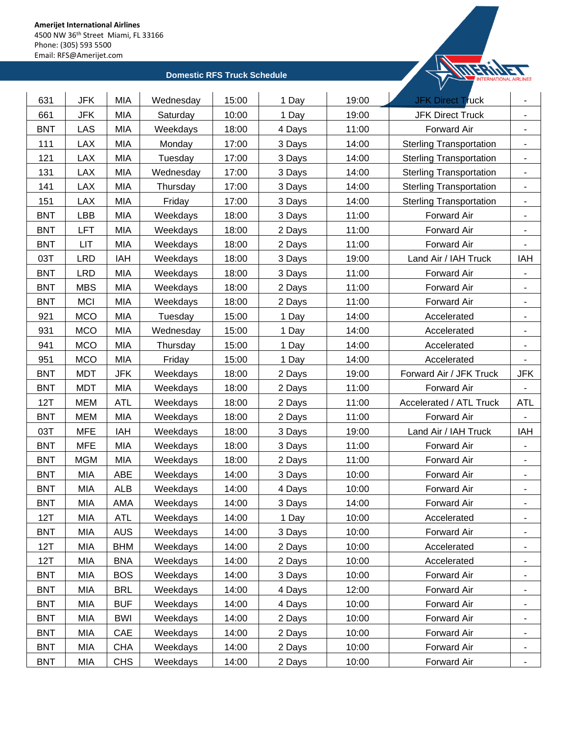**Amerijet International Airlines**
4500 NW 36th Street Miami, FL 33166
Phone: (305) 593 5500
Email: RFS@Amerijet.com

## Domestic RFS Truck Schedule

| | | | | | | | | |
|---|---|---|---|---|---|---|---|---|
| 631 | JFK | MIA | Wednesday | 15:00 | 1 Day | 19:00 | JFK Direct Truck | - |
| 661 | JFK | MIA | Saturday | 10:00 | 1 Day | 19:00 | JFK Direct Truck | - |
| BNT | LAS | MIA | Weekdays | 18:00 | 4 Days | 11:00 | Forward Air | - |
| 111 | LAX | MIA | Monday | 17:00 | 3 Days | 14:00 | Sterling Transportation | - |
| 121 | LAX | MIA | Tuesday | 17:00 | 3 Days | 14:00 | Sterling Transportation | - |
| 131 | LAX | MIA | Wednesday | 17:00 | 3 Days | 14:00 | Sterling Transportation | - |
| 141 | LAX | MIA | Thursday | 17:00 | 3 Days | 14:00 | Sterling Transportation | - |
| 151 | LAX | MIA | Friday | 17:00 | 3 Days | 14:00 | Sterling Transportation | - |
| BNT | LBB | MIA | Weekdays | 18:00 | 3 Days | 11:00 | Forward Air | - |
| BNT | LFT | MIA | Weekdays | 18:00 | 2 Days | 11:00 | Forward Air | - |
| BNT | LIT | MIA | Weekdays | 18:00 | 2 Days | 11:00 | Forward Air | - |
| 03T | LRD | IAH | Weekdays | 18:00 | 3 Days | 19:00 | Land Air / IAH Truck | IAH |
| BNT | LRD | MIA | Weekdays | 18:00 | 3 Days | 11:00 | Forward Air | - |
| BNT | MBS | MIA | Weekdays | 18:00 | 2 Days | 11:00 | Forward Air | - |
| BNT | MCI | MIA | Weekdays | 18:00 | 2 Days | 11:00 | Forward Air | - |
| 921 | MCO | MIA | Tuesday | 15:00 | 1 Day | 14:00 | Accelerated | - |
| 931 | MCO | MIA | Wednesday | 15:00 | 1 Day | 14:00 | Accelerated | - |
| 941 | MCO | MIA | Thursday | 15:00 | 1 Day | 14:00 | Accelerated | - |
| 951 | MCO | MIA | Friday | 15:00 | 1 Day | 14:00 | Accelerated | - |
| BNT | MDT | JFK | Weekdays | 18:00 | 2 Days | 19:00 | Forward Air / JFK Truck | JFK |
| BNT | MDT | MIA | Weekdays | 18:00 | 2 Days | 11:00 | Forward Air | - |
| 12T | MEM | ATL | Weekdays | 18:00 | 2 Days | 11:00 | Accelerated / ATL Truck | ATL |
| BNT | MEM | MIA | Weekdays | 18:00 | 2 Days | 11:00 | Forward Air | - |
| 03T | MFE | IAH | Weekdays | 18:00 | 3 Days | 19:00 | Land Air / IAH Truck | IAH |
| BNT | MFE | MIA | Weekdays | 18:00 | 3 Days | 11:00 | Forward Air | - |
| BNT | MGM | MIA | Weekdays | 18:00 | 2 Days | 11:00 | Forward Air | - |
| BNT | MIA | ABE | Weekdays | 14:00 | 3 Days | 10:00 | Forward Air | - |
| BNT | MIA | ALB | Weekdays | 14:00 | 4 Days | 10:00 | Forward Air | - |
| BNT | MIA | AMA | Weekdays | 14:00 | 3 Days | 14:00 | Forward Air | - |
| 12T | MIA | ATL | Weekdays | 14:00 | 1 Day | 10:00 | Accelerated | - |
| BNT | MIA | AUS | Weekdays | 14:00 | 3 Days | 10:00 | Forward Air | - |
| 12T | MIA | BHM | Weekdays | 14:00 | 2 Days | 10:00 | Accelerated | - |
| 12T | MIA | BNA | Weekdays | 14:00 | 2 Days | 10:00 | Accelerated | - |
| BNT | MIA | BOS | Weekdays | 14:00 | 3 Days | 10:00 | Forward Air | - |
| BNT | MIA | BRL | Weekdays | 14:00 | 4 Days | 12:00 | Forward Air | - |
| BNT | MIA | BUF | Weekdays | 14:00 | 4 Days | 10:00 | Forward Air | - |
| BNT | MIA | BWI | Weekdays | 14:00 | 2 Days | 10:00 | Forward Air | - |
| BNT | MIA | CAE | Weekdays | 14:00 | 2 Days | 10:00 | Forward Air | - |
| BNT | MIA | CHA | Weekdays | 14:00 | 2 Days | 10:00 | Forward Air | - |
| BNT | MIA | CHS | Weekdays | 14:00 | 2 Days | 10:00 | Forward Air | - |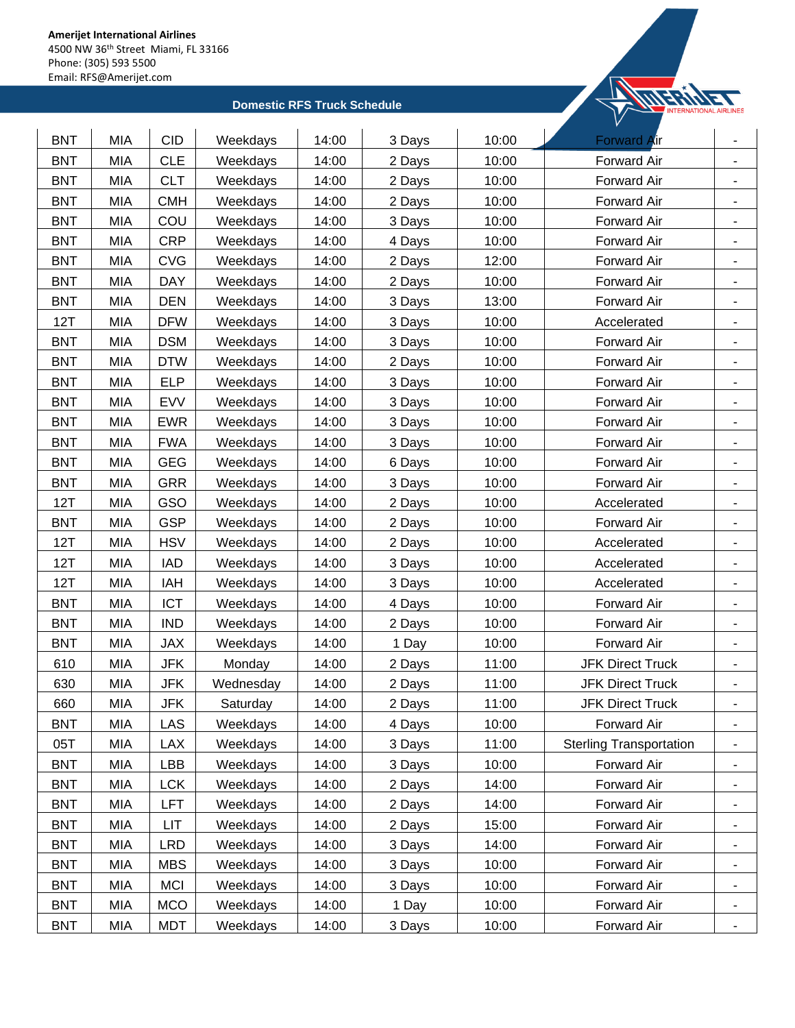**Amerijet International Airlines**
4500 NW 36th Street Miami, FL 33166
Phone: (305) 593 5500
Email: RFS@Amerijet.com

## Domestic RFS Truck Schedule

| | | | | | | | | |
|---|---|---|---|---|---|---|---|---|
| BNT | MIA | CID | Weekdays | 14:00 | 3 Days | 10:00 | Forward Air | - |
| BNT | MIA | CLE | Weekdays | 14:00 | 2 Days | 10:00 | Forward Air | - |
| BNT | MIA | CLT | Weekdays | 14:00 | 2 Days | 10:00 | Forward Air | - |
| BNT | MIA | CMH | Weekdays | 14:00 | 2 Days | 10:00 | Forward Air | - |
| BNT | MIA | COU | Weekdays | 14:00 | 3 Days | 10:00 | Forward Air | - |
| BNT | MIA | CRP | Weekdays | 14:00 | 4 Days | 10:00 | Forward Air | - |
| BNT | MIA | CVG | Weekdays | 14:00 | 2 Days | 12:00 | Forward Air | - |
| BNT | MIA | DAY | Weekdays | 14:00 | 2 Days | 10:00 | Forward Air | - |
| BNT | MIA | DEN | Weekdays | 14:00 | 3 Days | 13:00 | Forward Air | - |
| 12T | MIA | DFW | Weekdays | 14:00 | 3 Days | 10:00 | Accelerated | - |
| BNT | MIA | DSM | Weekdays | 14:00 | 3 Days | 10:00 | Forward Air | - |
| BNT | MIA | DTW | Weekdays | 14:00 | 2 Days | 10:00 | Forward Air | - |
| BNT | MIA | ELP | Weekdays | 14:00 | 3 Days | 10:00 | Forward Air | - |
| BNT | MIA | EVV | Weekdays | 14:00 | 3 Days | 10:00 | Forward Air | - |
| BNT | MIA | EWR | Weekdays | 14:00 | 3 Days | 10:00 | Forward Air | - |
| BNT | MIA | FWA | Weekdays | 14:00 | 3 Days | 10:00 | Forward Air | - |
| BNT | MIA | GEG | Weekdays | 14:00 | 6 Days | 10:00 | Forward Air | - |
| BNT | MIA | GRR | Weekdays | 14:00 | 3 Days | 10:00 | Forward Air | - |
| 12T | MIA | GSO | Weekdays | 14:00 | 2 Days | 10:00 | Accelerated | - |
| BNT | MIA | GSP | Weekdays | 14:00 | 2 Days | 10:00 | Forward Air | - |
| 12T | MIA | HSV | Weekdays | 14:00 | 2 Days | 10:00 | Accelerated | - |
| 12T | MIA | IAD | Weekdays | 14:00 | 3 Days | 10:00 | Accelerated | - |
| 12T | MIA | IAH | Weekdays | 14:00 | 3 Days | 10:00 | Accelerated | - |
| BNT | MIA | ICT | Weekdays | 14:00 | 4 Days | 10:00 | Forward Air | - |
| BNT | MIA | IND | Weekdays | 14:00 | 2 Days | 10:00 | Forward Air | - |
| BNT | MIA | JAX | Weekdays | 14:00 | 1 Day | 10:00 | Forward Air | - |
| 610 | MIA | JFK | Monday | 14:00 | 2 Days | 11:00 | JFK Direct Truck | - |
| 630 | MIA | JFK | Wednesday | 14:00 | 2 Days | 11:00 | JFK Direct Truck | - |
| 660 | MIA | JFK | Saturday | 14:00 | 2 Days | 11:00 | JFK Direct Truck | - |
| BNT | MIA | LAS | Weekdays | 14:00 | 4 Days | 10:00 | Forward Air | - |
| 05T | MIA | LAX | Weekdays | 14:00 | 3 Days | 11:00 | Sterling Transportation | - |
| BNT | MIA | LBB | Weekdays | 14:00 | 3 Days | 10:00 | Forward Air | - |
| BNT | MIA | LCK | Weekdays | 14:00 | 2 Days | 14:00 | Forward Air | - |
| BNT | MIA | LFT | Weekdays | 14:00 | 2 Days | 14:00 | Forward Air | - |
| BNT | MIA | LIT | Weekdays | 14:00 | 2 Days | 15:00 | Forward Air | - |
| BNT | MIA | LRD | Weekdays | 14:00 | 3 Days | 14:00 | Forward Air | - |
| BNT | MIA | MBS | Weekdays | 14:00 | 3 Days | 10:00 | Forward Air | - |
| BNT | MIA | MCI | Weekdays | 14:00 | 3 Days | 10:00 | Forward Air | - |
| BNT | MIA | MCO | Weekdays | 14:00 | 1 Day | 10:00 | Forward Air | - |
| BNT | MIA | MDT | Weekdays | 14:00 | 3 Days | 10:00 | Forward Air | - |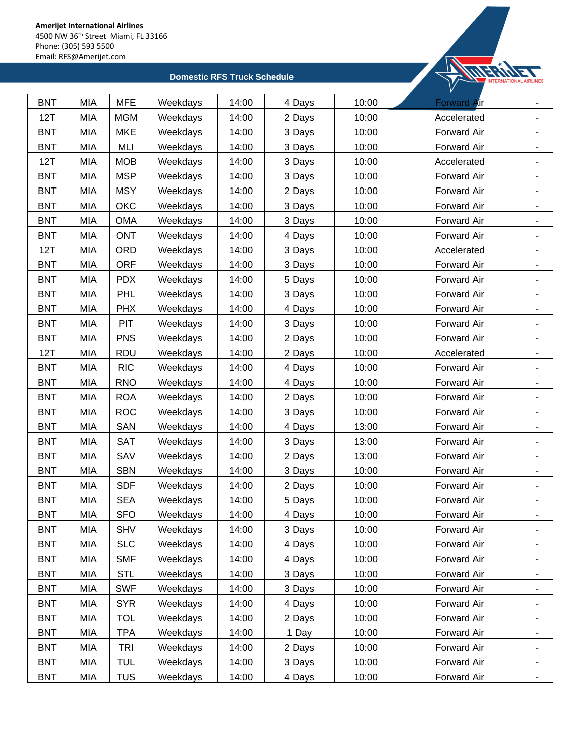**Amerijet International Airlines**
4500 NW 36th Street Miami, FL 33166
Phone: (305) 593 5500
Email: RFS@Amerijet.com

**Domestic RFS Truck Schedule**

| | | | | | | | | |
|---|---|---|---|---|---|---|---|---|
| BNT | MIA | MFE | Weekdays | 14:00 | 4 Days | 10:00 | Forward Air | - |
| 12T | MIA | MGM | Weekdays | 14:00 | 2 Days | 10:00 | Accelerated | - |
| BNT | MIA | MKE | Weekdays | 14:00 | 3 Days | 10:00 | Forward Air | - |
| BNT | MIA | MLI | Weekdays | 14:00 | 3 Days | 10:00 | Forward Air | - |
| 12T | MIA | MOB | Weekdays | 14:00 | 3 Days | 10:00 | Accelerated | - |
| BNT | MIA | MSP | Weekdays | 14:00 | 3 Days | 10:00 | Forward Air | - |
| BNT | MIA | MSY | Weekdays | 14:00 | 2 Days | 10:00 | Forward Air | - |
| BNT | MIA | OKC | Weekdays | 14:00 | 3 Days | 10:00 | Forward Air | - |
| BNT | MIA | OMA | Weekdays | 14:00 | 3 Days | 10:00 | Forward Air | - |
| BNT | MIA | ONT | Weekdays | 14:00 | 4 Days | 10:00 | Forward Air | - |
| 12T | MIA | ORD | Weekdays | 14:00 | 3 Days | 10:00 | Accelerated | - |
| BNT | MIA | ORF | Weekdays | 14:00 | 3 Days | 10:00 | Forward Air | - |
| BNT | MIA | PDX | Weekdays | 14:00 | 5 Days | 10:00 | Forward Air | - |
| BNT | MIA | PHL | Weekdays | 14:00 | 3 Days | 10:00 | Forward Air | - |
| BNT | MIA | PHX | Weekdays | 14:00 | 4 Days | 10:00 | Forward Air | - |
| BNT | MIA | PIT | Weekdays | 14:00 | 3 Days | 10:00 | Forward Air | - |
| BNT | MIA | PNS | Weekdays | 14:00 | 2 Days | 10:00 | Forward Air | - |
| 12T | MIA | RDU | Weekdays | 14:00 | 2 Days | 10:00 | Accelerated | - |
| BNT | MIA | RIC | Weekdays | 14:00 | 4 Days | 10:00 | Forward Air | - |
| BNT | MIA | RNO | Weekdays | 14:00 | 4 Days | 10:00 | Forward Air | - |
| BNT | MIA | ROA | Weekdays | 14:00 | 2 Days | 10:00 | Forward Air | - |
| BNT | MIA | ROC | Weekdays | 14:00 | 3 Days | 10:00 | Forward Air | - |
| BNT | MIA | SAN | Weekdays | 14:00 | 4 Days | 13:00 | Forward Air | - |
| BNT | MIA | SAT | Weekdays | 14:00 | 3 Days | 13:00 | Forward Air | - |
| BNT | MIA | SAV | Weekdays | 14:00 | 2 Days | 13:00 | Forward Air | - |
| BNT | MIA | SBN | Weekdays | 14:00 | 3 Days | 10:00 | Forward Air | - |
| BNT | MIA | SDF | Weekdays | 14:00 | 2 Days | 10:00 | Forward Air | - |
| BNT | MIA | SEA | Weekdays | 14:00 | 5 Days | 10:00 | Forward Air | - |
| BNT | MIA | SFO | Weekdays | 14:00 | 4 Days | 10:00 | Forward Air | - |
| BNT | MIA | SHV | Weekdays | 14:00 | 3 Days | 10:00 | Forward Air | - |
| BNT | MIA | SLC | Weekdays | 14:00 | 4 Days | 10:00 | Forward Air | - |
| BNT | MIA | SMF | Weekdays | 14:00 | 4 Days | 10:00 | Forward Air | - |
| BNT | MIA | STL | Weekdays | 14:00 | 3 Days | 10:00 | Forward Air | - |
| BNT | MIA | SWF | Weekdays | 14:00 | 3 Days | 10:00 | Forward Air | - |
| BNT | MIA | SYR | Weekdays | 14:00 | 4 Days | 10:00 | Forward Air | - |
| BNT | MIA | TOL | Weekdays | 14:00 | 2 Days | 10:00 | Forward Air | - |
| BNT | MIA | TPA | Weekdays | 14:00 | 1 Day | 10:00 | Forward Air | - |
| BNT | MIA | TRI | Weekdays | 14:00 | 2 Days | 10:00 | Forward Air | - |
| BNT | MIA | TUL | Weekdays | 14:00 | 3 Days | 10:00 | Forward Air | - |
| BNT | MIA | TUS | Weekdays | 14:00 | 4 Days | 10:00 | Forward Air | - |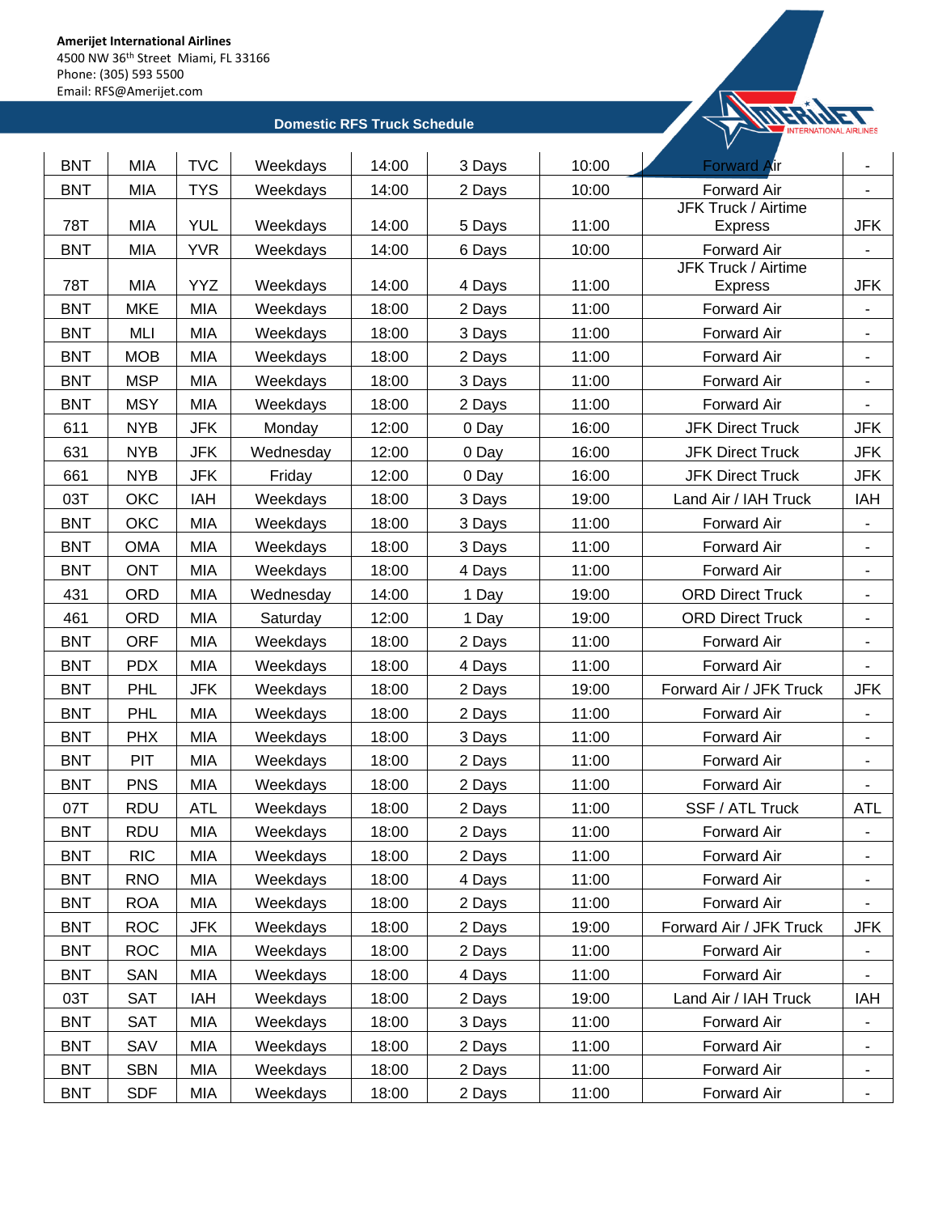**Amerijet International Airlines**
4500 NW 36th Street Miami, FL 33166
Phone: (305) 593 5500
Email: RFS@Amerijet.com

**Domestic RFS Truck Schedule**

| | | | | | | | | |
|---|---|---|---|---|---|---|---|---|
| BNT | MIA | TVC | Weekdays | 14:00 | 3 Days | 10:00 | Forward Air | - |
| BNT | MIA | TYS | Weekdays | 14:00 | 2 Days | 10:00 | Forward Air | - |
| 78T | MIA | YUL | Weekdays | 14:00 | 5 Days | 11:00 | JFK Truck / Airtime Express | JFK |
| BNT | MIA | YVR | Weekdays | 14:00 | 6 Days | 10:00 | Forward Air | - |
| 78T | MIA | YYZ | Weekdays | 14:00 | 4 Days | 11:00 | JFK Truck / Airtime Express | JFK |
| BNT | MKE | MIA | Weekdays | 18:00 | 2 Days | 11:00 | Forward Air | - |
| BNT | MLI | MIA | Weekdays | 18:00 | 3 Days | 11:00 | Forward Air | - |
| BNT | MOB | MIA | Weekdays | 18:00 | 2 Days | 11:00 | Forward Air | - |
| BNT | MSP | MIA | Weekdays | 18:00 | 3 Days | 11:00 | Forward Air | - |
| BNT | MSY | MIA | Weekdays | 18:00 | 2 Days | 11:00 | Forward Air | - |
| 611 | NYB | JFK | Monday | 12:00 | 0 Day | 16:00 | JFK Direct Truck | JFK |
| 631 | NYB | JFK | Wednesday | 12:00 | 0 Day | 16:00 | JFK Direct Truck | JFK |
| 661 | NYB | JFK | Friday | 12:00 | 0 Day | 16:00 | JFK Direct Truck | JFK |
| 03T | OKC | IAH | Weekdays | 18:00 | 3 Days | 19:00 | Land Air / IAH Truck | IAH |
| BNT | OKC | MIA | Weekdays | 18:00 | 3 Days | 11:00 | Forward Air | - |
| BNT | OMA | MIA | Weekdays | 18:00 | 3 Days | 11:00 | Forward Air | - |
| BNT | ONT | MIA | Weekdays | 18:00 | 4 Days | 11:00 | Forward Air | - |
| 431 | ORD | MIA | Wednesday | 14:00 | 1 Day | 19:00 | ORD Direct Truck | - |
| 461 | ORD | MIA | Saturday | 12:00 | 1 Day | 19:00 | ORD Direct Truck | - |
| BNT | ORF | MIA | Weekdays | 18:00 | 2 Days | 11:00 | Forward Air | - |
| BNT | PDX | MIA | Weekdays | 18:00 | 4 Days | 11:00 | Forward Air | - |
| BNT | PHL | JFK | Weekdays | 18:00 | 2 Days | 19:00 | Forward Air / JFK Truck | JFK |
| BNT | PHL | MIA | Weekdays | 18:00 | 2 Days | 11:00 | Forward Air | - |
| BNT | PHX | MIA | Weekdays | 18:00 | 3 Days | 11:00 | Forward Air | - |
| BNT | PIT | MIA | Weekdays | 18:00 | 2 Days | 11:00 | Forward Air | - |
| BNT | PNS | MIA | Weekdays | 18:00 | 2 Days | 11:00 | Forward Air | - |
| 07T | RDU | ATL | Weekdays | 18:00 | 2 Days | 11:00 | SSF / ATL Truck | ATL |
| BNT | RDU | MIA | Weekdays | 18:00 | 2 Days | 11:00 | Forward Air | - |
| BNT | RIC | MIA | Weekdays | 18:00 | 2 Days | 11:00 | Forward Air | - |
| BNT | RNO | MIA | Weekdays | 18:00 | 4 Days | 11:00 | Forward Air | - |
| BNT | ROA | MIA | Weekdays | 18:00 | 2 Days | 11:00 | Forward Air | - |
| BNT | ROC | JFK | Weekdays | 18:00 | 2 Days | 19:00 | Forward Air / JFK Truck | JFK |
| BNT | ROC | MIA | Weekdays | 18:00 | 2 Days | 11:00 | Forward Air | - |
| BNT | SAN | MIA | Weekdays | 18:00 | 4 Days | 11:00 | Forward Air | - |
| 03T | SAT | IAH | Weekdays | 18:00 | 2 Days | 19:00 | Land Air / IAH Truck | IAH |
| BNT | SAT | MIA | Weekdays | 18:00 | 3 Days | 11:00 | Forward Air | - |
| BNT | SAV | MIA | Weekdays | 18:00 | 2 Days | 11:00 | Forward Air | - |
| BNT | SBN | MIA | Weekdays | 18:00 | 2 Days | 11:00 | Forward Air | - |
| BNT | SDF | MIA | Weekdays | 18:00 | 2 Days | 11:00 | Forward Air | - |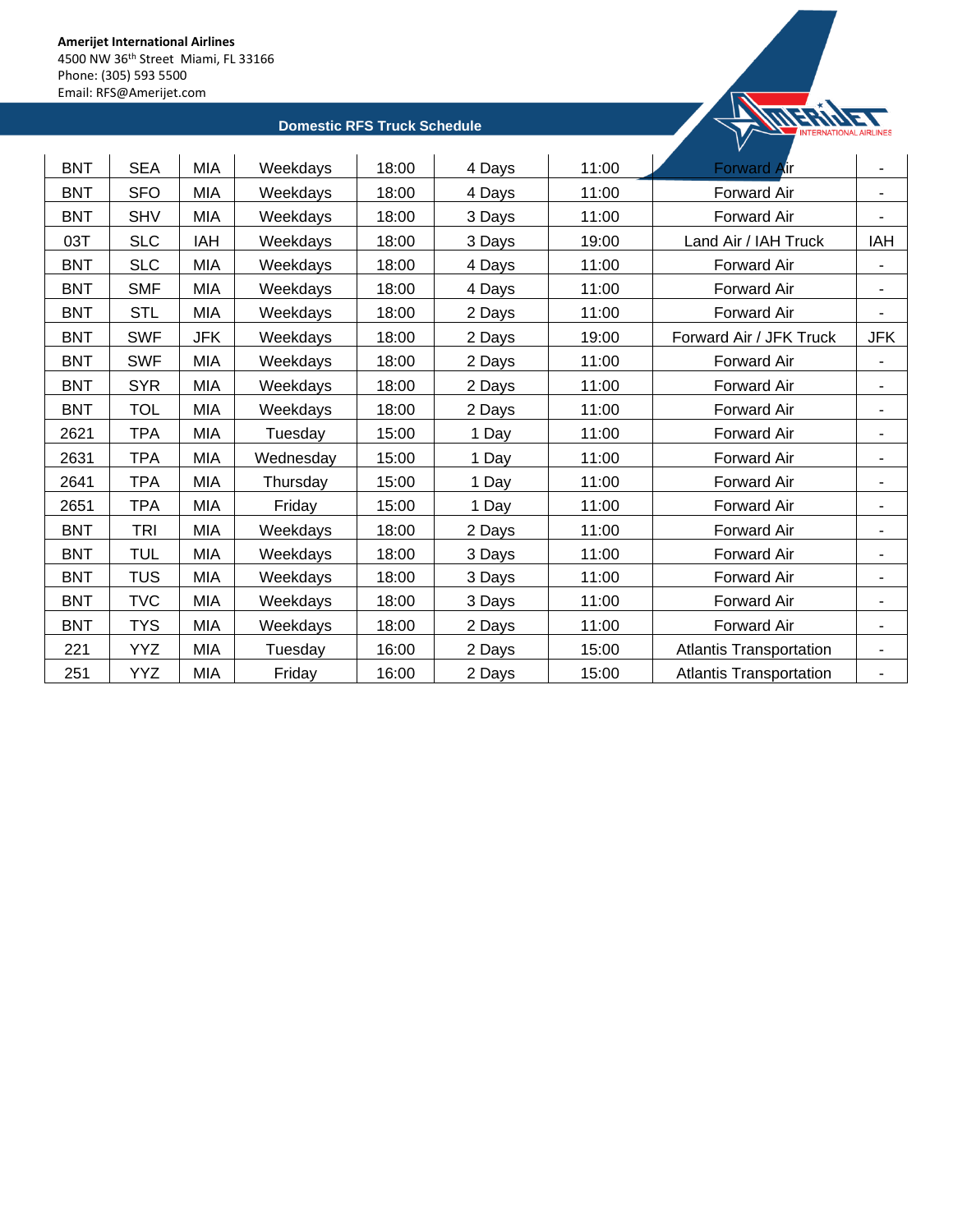**Amerijet International Airlines**
4500 NW 36th Street Miami, FL 33166
Phone: (305) 593 5500
Email: RFS@Amerijet.com

**Domestic RFS Truck Schedule**

| | | | | | | | | |
|---|---|---|---|---|---|---|---|---|
| BNT | SEA | MIA | Weekdays | 18:00 | 4 Days | 11:00 | Forward Air | - |
| BNT | SFO | MIA | Weekdays | 18:00 | 4 Days | 11:00 | Forward Air | - |
| BNT | SHV | MIA | Weekdays | 18:00 | 3 Days | 11:00 | Forward Air | - |
| 03T | SLC | IAH | Weekdays | 18:00 | 3 Days | 19:00 | Land Air / IAH Truck | IAH |
| BNT | SLC | MIA | Weekdays | 18:00 | 4 Days | 11:00 | Forward Air | - |
| BNT | SMF | MIA | Weekdays | 18:00 | 4 Days | 11:00 | Forward Air | - |
| BNT | STL | MIA | Weekdays | 18:00 | 2 Days | 11:00 | Forward Air | - |
| BNT | SWF | JFK | Weekdays | 18:00 | 2 Days | 19:00 | Forward Air / JFK Truck | JFK |
| BNT | SWF | MIA | Weekdays | 18:00 | 2 Days | 11:00 | Forward Air | - |
| BNT | SYR | MIA | Weekdays | 18:00 | 2 Days | 11:00 | Forward Air | - |
| BNT | TOL | MIA | Weekdays | 18:00 | 2 Days | 11:00 | Forward Air | - |
| 2621 | TPA | MIA | Tuesday | 15:00 | 1 Day | 11:00 | Forward Air | - |
| 2631 | TPA | MIA | Wednesday | 15:00 | 1 Day | 11:00 | Forward Air | - |
| 2641 | TPA | MIA | Thursday | 15:00 | 1 Day | 11:00 | Forward Air | - |
| 2651 | TPA | MIA | Friday | 15:00 | 1 Day | 11:00 | Forward Air | - |
| BNT | TRI | MIA | Weekdays | 18:00 | 2 Days | 11:00 | Forward Air | - |
| BNT | TUL | MIA | Weekdays | 18:00 | 3 Days | 11:00 | Forward Air | - |
| BNT | TUS | MIA | Weekdays | 18:00 | 3 Days | 11:00 | Forward Air | - |
| BNT | TVC | MIA | Weekdays | 18:00 | 3 Days | 11:00 | Forward Air | - |
| BNT | TYS | MIA | Weekdays | 18:00 | 2 Days | 11:00 | Forward Air | - |
| 221 | YYZ | MIA | Tuesday | 16:00 | 2 Days | 15:00 | Atlantis Transportation | - |
| 251 | YYZ | MIA | Friday | 16:00 | 2 Days | 15:00 | Atlantis Transportation | - |